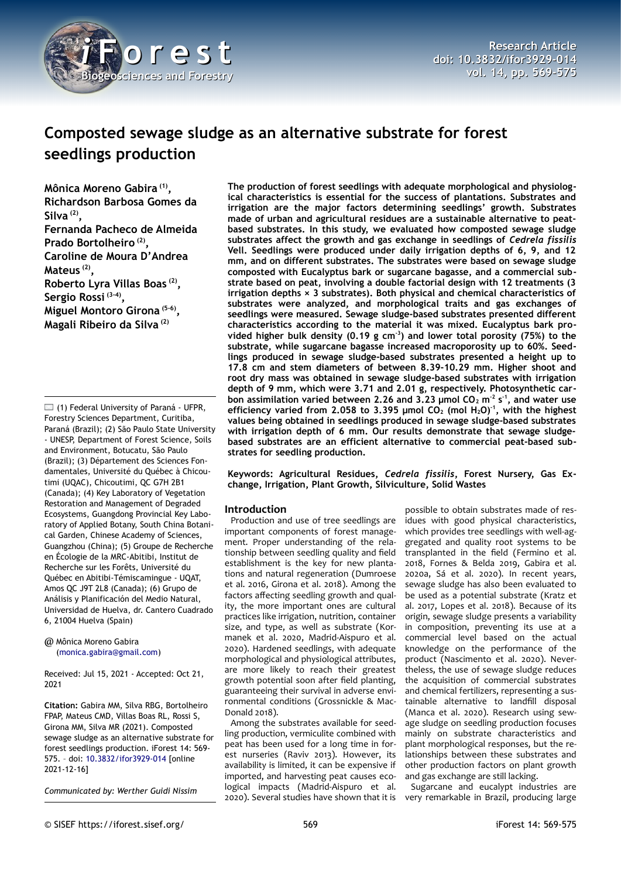# Composted sewage sludge as an alternative substrate for forest seedlings production

**Mônica Moreno Gabira [(1)], Richardson Barbosa Gomes da Silva [(2)], Fernanda Pacheco de Almeida Prado Bortolheiro [(2)], Caroline de Moura D'Andrea Mateus [(2)], Roberto Lyra Villas Boas [(2)], Sergio Rossi [(3-4)], Miguel Montoro Girona [(5-6)], Magali Ribeiro da Silva [(2)]**

(1) Federal University of Paraná - UFPR, Forestry Sciences Department, Curitiba, Paraná (Brazil); (2) São Paulo State University - UNESP, Department of Forest Science, Soils and Environment, Botucatu, São Paulo (Brazil); (3) Département des Sciences Fondamentales, Université du Québec à Chicoutimi (UQAC), Chicoutimi, QC G7H 2B1 (Canada); (4) Key Laboratory of Vegetation Restoration and Management of Degraded Ecosystems, Guangdong Provincial Key Laboratory of Applied Botany, South China Botanical Garden, Chinese Academy of Sciences, Guangzhou (China); (5) Groupe de Recherche en Écologie de la MRC-Abitibi, Institut de Recherche sur les Forêts, Université du Québec en Abitibi-Témiscamingue - UQAT, Amos QC J9T 2L8 (Canada); (6) Grupo de Análisis y Planificación del Medio Natural, Universidad de Huelva, dr. Cantero Cuadrado 6, 21004 Huelva (Spain)

@ Mônica Moreno Gabira (monica.gabira@gmail.com)

Received: Jul 15, 2021 - Accepted: Oct 21, 2021

**Citation:** Gabira MM, Silva RBG, Bortolheiro FPAP, Mateus CMD, Villas Boas RL, Rossi S, Girona MM, Silva MR (2021). Composted sewage sludge as an alternative substrate for forest seedlings production. iForest 14: 569-575. – doi: 10.3832/ifor3929-014 [online 2021-12-16]

*Communicated by: Werther Guidi Nissim*

**The production of forest seedlings with adequate morphological and physiological characteristics is essential for the success of plantations. Substrates and irrigation are the major factors determining seedlings' growth. Substrates made of urban and agricultural residues are a sustainable alternative to peat-based substrates. In this study, we evaluated how composted sewage sludge substrates affect the growth and gas exchange in seedlings of *Cedrela fissilis* Vell. Seedlings were produced under daily irrigation depths of 6, 9, and 12 mm, and on different substrates. The substrates were based on sewage sludge composted with Eucalyptus bark or sugarcane bagasse, and a commercial substrate based on peat, involving a double factorial design with 12 treatments (3 irrigation depths × 3 substrates). Both physical and chemical characteristics of substrates were analyzed, and morphological traits and gas exchanges of seedlings were measured. Sewage sludge-based substrates presented different characteristics according to the material it was mixed. Eucalyptus bark provided higher bulk density (0.19 g cm$^{-3}$) and lower total porosity (75%) to the substrate, while sugarcane bagasse increased macroporosity up to 60%. Seedlings produced in sewage sludge-based substrates presented a height up to 17.8 cm and stem diameters of between 8.39-10.29 mm. Higher shoot and root dry mass was obtained in sewage sludge-based substrates with irrigation depth of 9 mm, which were 3.71 and 2.01 g, respectively. Photosynthetic carbon assimilation varied between 2.26 and 3.23 µmol $CO_2$ m$^{-2}$ s$^{-1}$, and water use efficiency varied from 2.058 to 3.395 µmol $CO_2$ (mol $H_2O$)$^{-1}$, with the highest values being obtained in seedlings produced in sewage sludge-based substrates with irrigation depth of 6 mm. Our results demonstrate that sewage sludge-based substrates are an efficient alternative to commercial peat-based substrates for seedling production.**

**Keywords: Agricultural Residues, *Cedrela fissilis*, Forest Nursery, Gas Exchange, Irrigation, Plant Growth, Silviculture, Solid Wastes**

## Introduction

Production and use of tree seedlings are important components of forest management. Proper understanding of the relationship between seedling quality and field establishment is the key for new plantations and natural regeneration (Dumroese et al. 2016, Girona et al. 2018). Among the factors affecting seedling growth and quality, the more important ones are cultural practices like irrigation, nutrition, container size, and type, as well as substrate (Kormanek et al. 2020, Madrid-Aispuro et al. 2020). Hardened seedlings, with adequate morphological and physiological attributes, are more likely to reach their greatest growth potential soon after field planting, guaranteeing their survival in adverse environmental conditions (Grossnickle & MacDonald 2018).

Among the substrates available for seedling production, vermiculite combined with peat has been used for a long time in forest nurseries (Raviv 2013). However, its availability is limited, it can be expensive if imported, and harvesting peat causes ecological impacts (Madrid-Aispuro et al. 2020). Several studies have shown that it is possible to obtain substrates made of residues with good physical characteristics, which provides tree seedlings with well-aggregated and quality root systems to be transplanted in the field (Fermino et al. 2018, Fornes & Belda 2019, Gabira et al. 2020a, Sá et al. 2020). In recent years, sewage sludge has also been evaluated to be used as a potential substrate (Kratz et al. 2017, Lopes et al. 2018). Because of its origin, sewage sludge presents a variability in composition, preventing its use at a commercial level based on the actual knowledge on the performance of the product (Nascimento et al. 2020). Nevertheless, the use of sewage sludge reduces the acquisition of commercial substrates and chemical fertilizers, representing a sustainable alternative to landfill disposal (Manca et al. 2020). Research using sewage sludge on seedling production focuses mainly on substrate characteristics and plant morphological responses, but the relationships between these substrates and other production factors on plant growth and gas exchange are still lacking.

Sugarcane and eucalypt industries are very remarkable in Brazil, producing large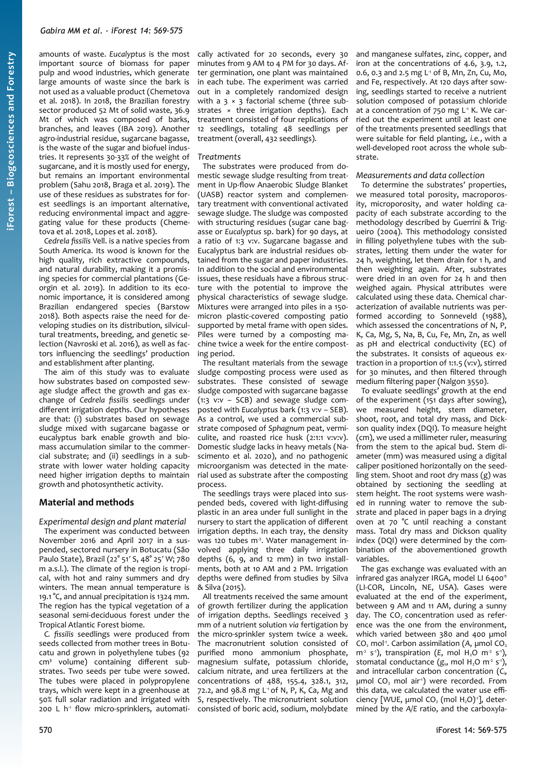amounts of waste. *Eucalyptus* is the most important source of biomass for paper pulp and wood industries, which generate large amounts of waste since the bark is not used as a valuable product (Chemetova et al. 2018). In 2018, the Brazilian forestry sector produced 52 Mt of solid waste, 36.9 Mt of which was composed of barks, branches, and leaves (IBA 2019). Another agro-industrial residue, sugarcane bagasse, is the waste of the sugar and biofuel industries. It represents 30-33% of the weight of sugarcane, and it is mostly used for energy, but remains an important environmental problem (Sahu 2018, Braga et al. 2019). The use of these residues as substrates for forest seedlings is an important alternative, reducing environmental impact and aggregating value for these products (Chemetova et al. 2018, Lopes et al. 2018).

*Cedrela fissilis* Vell. is a native species from South America. Its wood is known for the high quality, rich extractive compounds, and natural durability, making it a promising species for commercial plantations (Georgin et al. 2019). In addition to its economic importance, it is considered among Brazilian endangered species (Barstow 2018). Both aspects raise the need for developing studies on its distribution, silvicultural treatments, breeding, and genetic selection (Navroski et al. 2016), as well as factors influencing the seedlings' production and establishment after planting.

The aim of this study was to evaluate how substrates based on composted sewage sludge affect the growth and gas exchange of *Cedrela fissilis* seedlings under different irrigation depths. Our hypotheses are that: (i) substrates based on sewage sludge mixed with sugarcane bagasse or eucalyptus bark enable growth and biomass accumulation similar to the commercial substrate; and (ii) seedlings in a substrate with lower water holding capacity need higher irrigation depths to maintain growth and photosynthetic activity.

## Material and methods

### Experimental design and plant material

The experiment was conducted between November 2016 and April 2017 in a suspended, sectored nursery in Botucatu (São Paulo State), Brazil (22° 51′ S, 48° 25′ W; 780 m a.s.l.). The climate of the region is tropical, with hot and rainy summers and dry winters. The mean annual temperature is 19.1 °C, and annual precipitation is 1324 mm. The region has the typical vegetation of a seasonal semi-deciduous forest under the Tropical Atlantic Forest biome.

*C. fissilis* seedlings were produced from seeds collected from mother trees in Botucatu and grown in polyethylene tubes (92 cm³ volume) containing different substrates. Two seeds per tube were sowed. The tubes were placed in polypropylene trays, which were kept in a greenhouse at 50% full solar radiation and irrigated with 200 L $h^{-1}$ flow micro-sprinklers, automatically activated for 20 seconds, every 30 minutes from 9 AM to 4 PM for 30 days. After germination, one plant was maintained in each tube. The experiment was carried out in a completely randomized design with a 3 × 3 factorial scheme (three substrates × three irrigation depths). Each treatment consisted of four replications of 12 seedlings, totaling 48 seedlings per treatment (overall, 432 seedlings).

### Treatments

The substrates were produced from domestic sewage sludge resulting from treatment in Up-flow Anaerobic Sludge Blanket (UASB) reactor system and complementary treatment with conventional activated sewage sludge. The sludge was composted with structuring residues (sugar cane bagasse or *Eucalyptus* sp. bark) for 90 days, at a ratio of 1:3 v:v. Sugarcane bagasse and Eucalyptus bark are industrial residues obtained from the sugar and paper industries. In addition to the social and environmental issues, these residuals have a fibrous structure with the potential to improve the physical characteristics of sewage sludge. Mixtures were arranged into piles in a 150-micron plastic-covered composting patio supported by metal frame with open sides. Piles were turned by a composting machine twice a week for the entire composting period.

The resultant materials from the sewage sludge composting process were used as substrates. These consisted of sewage sludge composted with sugarcane bagasse (1:3 v:v – SCB) and sewage sludge composted with *Eucalyptus* bark (1:3 v:v – SEB). As a control, we used a commercial substrate composed of *Sphagnum* peat, vermiculite, and roasted rice husk (2:1:1 v:v:v). Domestic sludge lacks in heavy metals (Nascimento et al. 2020), and no pathogenic microorganism was detected in the material used as substrate after the composting process.

The seedlings trays were placed into suspended beds, covered with light-diffusing plastic in an area under full sunlight in the nursery to start the application of different irrigation depths. In each tray, the density was 120 tubes $m^{-2}$. Water management involved applying three daily irrigation depths (6, 9, and 12 mm) in two installments, both at 10 AM and 2 PM. Irrigation depths were defined from studies by Silva & Silva (2015).

All treatments received the same amount of growth fertilizer during the application of irrigation depths. Seedlings received 3 mm of a nutrient solution *via* fertigation by the micro-sprinkler system twice a week. The macronutrient solution consisted of purified mono ammonium phosphate, magnesium sulfate, potassium chloride, calcium nitrate, and urea fertilizers at the concentrations of 488, 155.4, 328.1, 312, 72.2, and 98.8 mg $L^{-1}$ of N, P, K, Ca, Mg and S, respectively. The micronutrient solution consisted of boric acid, sodium, molybdate and manganese sulfates, zinc, copper, and iron at the concentrations of 4.6, 3.9, 1.2, 0.6, 0.3 and 2.5 mg $L^{-1}$ of B, Mn, Zn, Cu, Mo, and Fe, respectively. At 120 days after sowing, seedlings started to receive a nutrient solution composed of potassium chloride at a concentration of 750 mg $L^{-1}$ K. We carried out the experiment until at least one of the treatments presented seedlings that were suitable for field planting, *i.e.*, with a well-developed root across the whole substrate.

### Measurements and data collection

To determine the substrates' properties, we measured total porosity, macroporosity, microporosity, and water holding capacity of each substrate according to the methodology described by Guerrini & Trigueiro (2004). This methodology consisted in filling polyethylene tubes with the substrates, letting them under the water for 24 h, weighting, let them drain for 1 h, and then weighting again. After, substrates were dried in an oven for 24 h and then weighed again. Physical attributes were calculated using these data. Chemical characterization of available nutrients was performed according to Sonneveld (1988), which assessed the concentrations of N, P, K, Ca, Mg, S, Na, B, Cu, Fe, Mn, Zn, as well as pH and electrical conductivity (EC) of the substrates. It consists of aqueous extraction in a proportion of 1:1.5 (v:v), stirred for 30 minutes, and then filtered through medium filtering paper (Nalgon 3550).

To evaluate seedlings' growth at the end of the experiment (151 days after sowing), we measured height, stem diameter, shoot, root, and total dry mass, and Dickson quality index (DQI). To measure height (cm), we used a millimeter ruler, measuring from the stem to the apical bud. Stem diameter (mm) was measured using a digital caliper positioned horizontally on the seedling stem. Shoot and root dry mass (g) was obtained by sectioning the seedling at stem height. The root systems were washed in running water to remove the substrate and placed in paper bags in a drying oven at 70 °C until reaching a constant mass. Total dry mass and Dickson quality index (DQI) were determined by the combination of the abovementioned growth variables.

The gas exchange was evaluated with an infrared gas analyzer IRGA, model LI 6400® (LI-COR, Lincoln, NE, USA). Gases were evaluated at the end of the experiment, between 9 AM and 11 AM, during a sunny day. The $CO_2$ concentration used as reference was the one from the environment, which varied between 380 and 400 μmol $CO_2$ $mol^{-1}$. Carbon assimilation (*A*, μmol $CO_2$ $m^{-2}$ $s^{-1}$), transpiration (*E*, mol $H_2O$ $m^{-2}$ $s^{-1}$), stomatal conductance ($g_s$, mol $H_2O$ $m^{-2}$ $s^{-1}$), and intracellular carbon concentration ($C_i$, μmol $CO_2$ mol $air^{-1}$) were recorded. From this data, we calculated the water use efficiency [WUE, μmol $CO_2$ (mol $H_2O)^{-1}$], determined by the *A*/*E* ratio, and the carboxyla-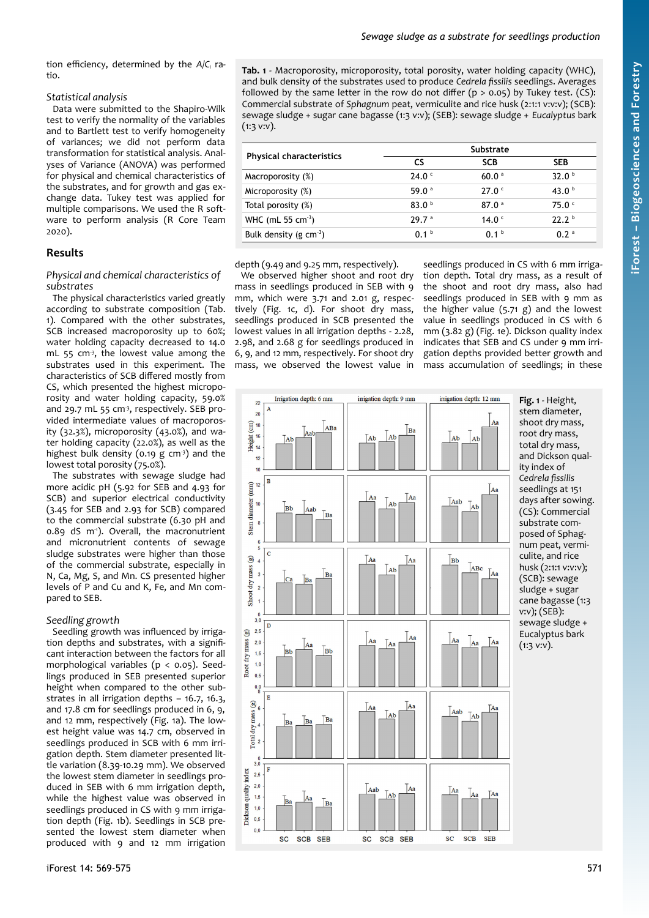tion efficiency, determined by the $A/C_i$ ratio.

### Statistical analysis

Data were submitted to the Shapiro-Wilk test to verify the normality of the variables and to Bartlett test to verify homogeneity of variances; we did not perform data transformation for statistical analysis. Analyses of Variance (ANOVA) was performed for physical and chemical characteristics of the substrates, and for growth and gas exchange data. Tukey test was applied for multiple comparisons. We used the R software to perform analysis (R Core Team 2020).

## Results

### Physical and chemical characteristics of substrates

The physical characteristics varied greatly according to substrate composition (Tab. 1). Compared with the other substrates, SCB increased macroporosity up to 60%; water holding capacity decreased to 14.0 mL 55 $cm^{-3}$, the lowest value among the substrates used in this experiment. The characteristics of SCB differed mostly from CS, which presented the highest microporosity and water holding capacity, 59.0% and 29.7 mL 55 $cm^{-3}$, respectively. SEB provided intermediate values of macroporosity (32.3%), microporosity (43.0%), and water holding capacity (22.0%), as well as the highest bulk density (0.19 g $cm^{-3}$) and the lowest total porosity (75.0%).

The substrates with sewage sludge had more acidic pH (5.92 for SEB and 4.93 for SCB) and superior electrical conductivity (3.45 for SEB and 2.93 for SCB) compared to the commercial substrate (6.30 pH and 0.89 dS $m^{-1}$). Overall, the macronutrient and micronutrient contents of sewage sludge substrates were higher than those of the commercial substrate, especially in N, Ca, Mg, S, and Mn. CS presented higher levels of P and Cu and K, Fe, and Mn compared to SEB.

**Tab. 1** - Macroporosity, microporosity, total porosity, water holding capacity (WHC), and bulk density of the substrates used to produce *Cedrela fissilis* seedlings. Averages followed by the same letter in the row do not differ (p > 0.05) by Tukey test. (CS): Commercial substrate of *Sphagnum* peat, vermiculite and rice husk (2:1:1 v:v:v); (SCB): sewage sludge + sugar cane bagasse (1:3 v:v); (SEB): sewage sludge + *Eucalyptus* bark (1:3 v:v).

| Physical characteristics | Substrate | | |
|---|---|---|---|
| | CS | SCB | SEB |
| Macroporosity (%) | 24.0 [c] | 60.0 [a] | 32.0 [b] |
| Microporosity (%) | 59.0 [a] | 27.0 [c] | 43.0 [b] |
| Total porosity (%) | 83.0 [b] | 87.0 [a] | 75.0 [c] |
| WHC (mL $cm^{-3}$) | 29.7 [a] | 14.0 [c] | 22.2 [b] |
| Bulk density (g $cm^{-3}$) | 0.1 [b] | 0.1 [b] | 0.2 [a] |

### Seedling growth

Seedling growth was influenced by irrigation depths and substrates, with a significant interaction between the factors for all morphological variables (p < 0.05). Seedlings produced in SEB presented superior height when compared to the other substrates in all irrigation depths – 16.7, 16.3, and 17.8 cm for seedlings produced in 6, 9, and 12 mm, respectively (Fig. 1a). The lowest height value was 14.7 cm, observed in seedlings produced in SCB with 6 mm irrigation depth. Stem diameter presented little variation (8.39-10.29 mm). We observed the lowest stem diameter in seedlings produced in SEB with 6 mm irrigation depth, while the highest value was observed in seedlings produced in CS with 9 mm irrigation depth (Fig. 1b). Seedlings in SCB presented the lowest stem diameter when produced with 9 and 12 mm irrigation depth (9.49 and 9.25 mm, respectively).

We observed higher shoot and root dry mass in seedlings produced in SEB with 9 mm, which were 3.71 and 2.01 g, respectively (Fig. 1c, d). For shoot dry mass, seedlings produced in SCB presented the lowest values in all irrigation depths - 2.28, 2.98, and 2.68 g for seedlings produced in 6, 9, and 12 mm, respectively. For shoot dry mass, we observed the lowest value in seedlings produced in CS with 6 mm irrigation depth. Total dry mass, as a result of the shoot and root dry mass, also had seedlings produced in SEB with 9 mm as the higher value (5.71 g) and the lowest value in seedlings produced in CS with 6 mm (3.82 g) (Fig. 1e). Dickson quality index indicates that SEB and CS under 9 mm irrigation depths provided better growth and mass accumulation of seedlings; in these

**Fig. 1** - Height, stem diameter, shoot dry mass, root dry mass, total dry mass, and Dickson quality index of *Cedrela fissilis* seedlings at 151 days after sowing. (CS): Commercial substrate composed of Sphagnum peat, vermiculite, and rice husk (2:1:1 v:v:v); (SCB): sewage sludge + sugar cane bagasse (1:3 v:v); (SEB): sewage sludge + Eucalyptus bark (1:3 v:v).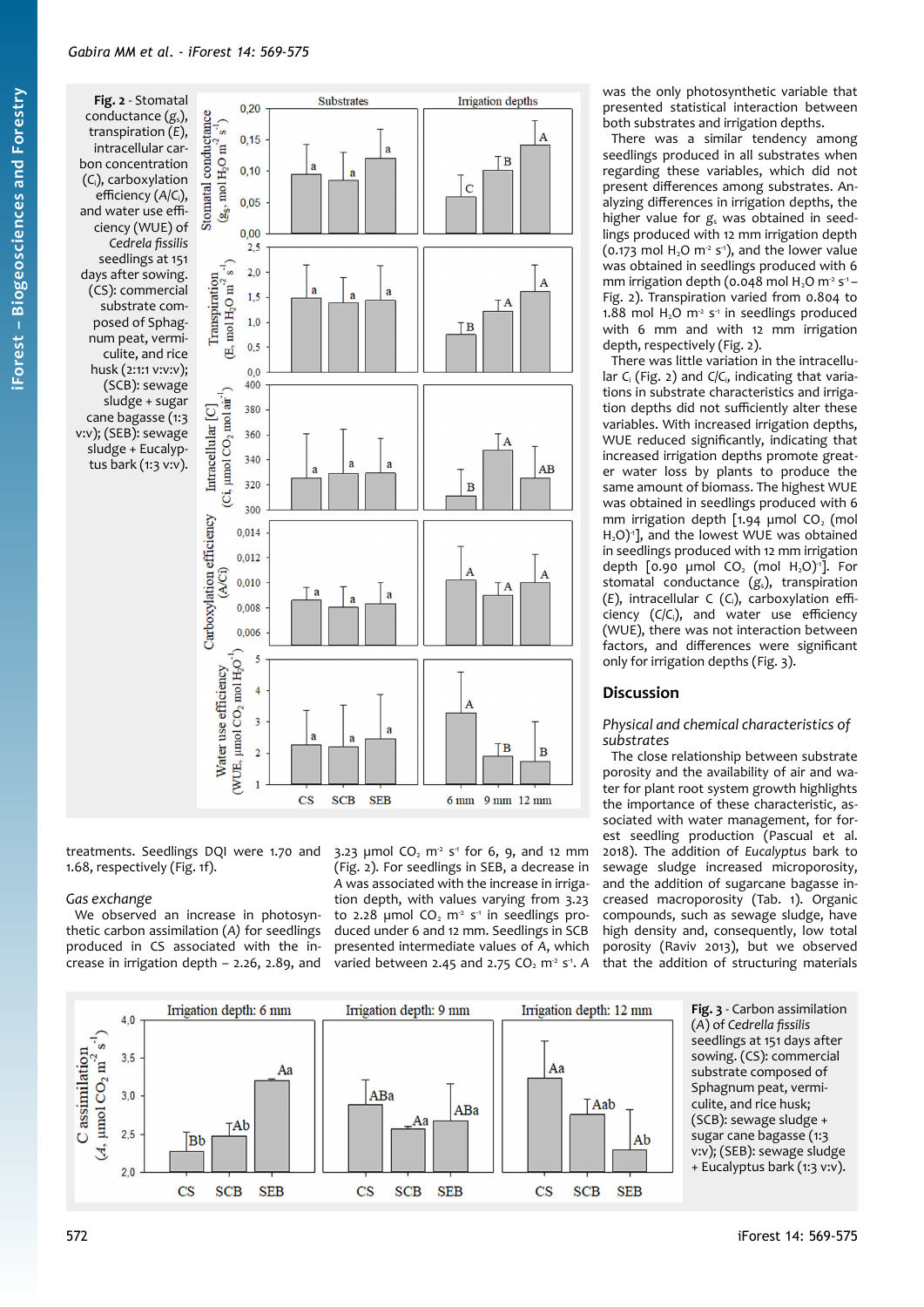Fig. 2 - Stomatal conductance ($g_s$), transpiration ($E$), intracellular carbon concentration ($C_i$), carboxylation efficiency ($A/C_i$), and water use efficiency (WUE) of *Cedrela fissilis* seedlings at 151 days after sowing. (CS): commercial substrate composed of Sphagnum peat, vermiculite, and rice husk (2:1:1 v:v:v); (SCB): sewage sludge + sugar cane bagasse (1:3 v:v); (SEB): sewage sludge + Eucalyptus bark (1:3 v:v).

treatments. Seedlings DQI were 1.70 and 1.68, respectively (Fig. 1f).

### Gas exchange

We observed an increase in photosynthetic carbon assimilation ($A$) for seedlings produced in CS associated with the increase in irrigation depth – 2.26, 2.89, and 3.23 µmol $CO_2$ $m^{-2}$ $s^{-1}$ for 6, 9, and 12 mm (Fig. 2). For seedlings in SEB, a decrease in $A$ was associated with the increase in irrigation depth, with values varying from 3.23 to 2.28 µmol $CO_2$ $m^{-2}$ $s^{-1}$ in seedlings produced under 6 and 12 mm. Seedlings in SCB presented intermediate values of $A$, which varied between 2.45 and 2.75 $CO_2$ $m^{-2}$ $s^{-1}$. $A$ was the only photosynthetic variable that presented statistical interaction between both substrates and irrigation depths.

There was a similar tendency among seedlings produced in all substrates when regarding these variables, which did not present differences among substrates. Analyzing differences in irrigation depths, the higher value for $g_s$ was obtained in seedlings produced with 12 mm irrigation depth (0.173 mol $H_2O$ $m^{-2}$ $s^{-1}$), and the lower value was obtained in seedlings produced with 6 mm irrigation depth (0.048 mol $H_2O$ $m^{-2}$ $s^{-1}$ – Fig. 2). Transpiration varied from 0.804 to 1.88 mol $H_2O$ $m^{-2}$ $s^{-1}$ in seedlings produced with 6 mm and with 12 mm irrigation depth, respectively (Fig. 2).

There was little variation in the intracellular $C_i$ (Fig. 2) and $C/C_i$, indicating that variations in substrate characteristics and irrigation depths did not sufficiently alter these variables. With increased irrigation depths, WUE reduced significantly, indicating that increased irrigation depths promote greater water loss by plants to produce the same amount of biomass. The highest WUE was obtained in seedlings produced with 6 mm irrigation depth [1.94 µmol $CO_2$ (mol $H_2O)^{-1}$], and the lowest WUE was obtained in seedlings produced with 12 mm irrigation depth [0.90 µmol $CO_2$ (mol $H_2O)^{-1}$]. For stomatal conductance ($g_s$), transpiration ($E$), intracellular C ($C_i$), carboxylation efficiency ($C/C_i$), and water use efficiency (WUE), there was not interaction between factors, and differences were significant only for irrigation depths (Fig. 3).

## Discussion

### *Physical and chemical characteristics of substrates*

The close relationship between substrate porosity and the availability of air and water for plant root system growth highlights the importance of these characteristic, associated with water management, for forest seedling production (Pascual et al. 2018). The addition of *Eucalyptus* bark to sewage sludge increased microporosity, and the addition of sugarcane bagasse increased macroporosity (Tab. 1). Organic compounds, such as sewage sludge, have high density and, consequently, low total porosity (Raviv 2013), but we observed that the addition of structuring materials

Fig. 3 - Carbon assimilation ($A$) of *Cedrella fissilis* seedlings at 151 days after sowing. (CS): commercial substrate composed of Sphagnum peat, vermiculite, and rice husk; (SCB): sewage sludge + sugar cane bagasse (1:3 v:v); (SEB): sewage sludge + Eucalyptus bark (1:3 v:v).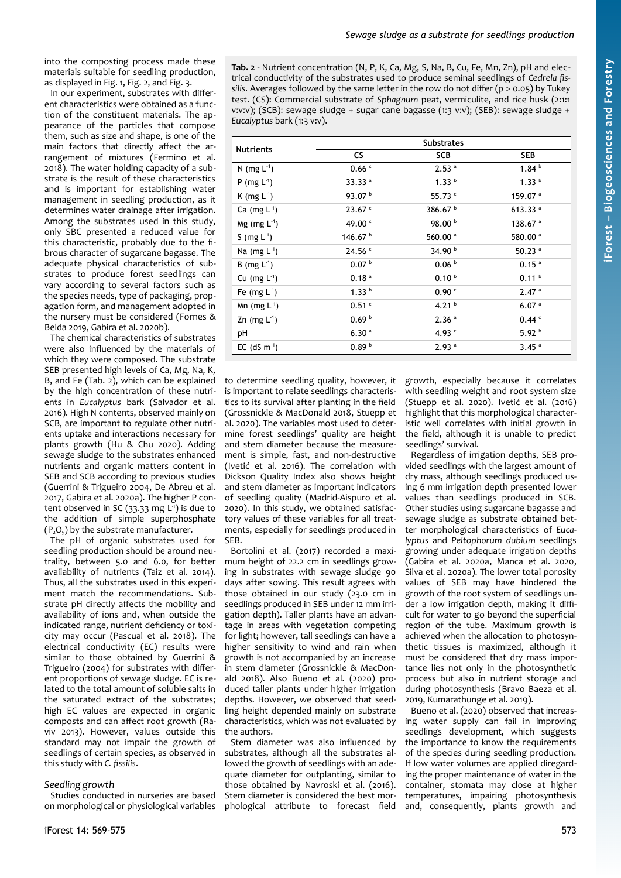into the composting process made these materials suitable for seedling production, as displayed in Fig. 1, Fig. 2, and Fig. 3.

In our experiment, substrates with different characteristics were obtained as a function of the constituent materials. The appearance of the particles that compose them, such as size and shape, is one of the main factors that directly affect the arrangement of mixtures (Fermino et al. 2018). The water holding capacity of a substrate is the result of these characteristics and is important for establishing water management in seedling production, as it determines water drainage after irrigation. Among the substrates used in this study, only SBC presented a reduced value for this characteristic, probably due to the fibrous character of sugarcane bagasse. The adequate physical characteristics of substrates to produce forest seedlings can vary according to several factors such as the species needs, type of packaging, propagation form, and management adopted in the nursery must be considered (Fornes & Belda 2019, Gabira et al. 2020b).

The chemical characteristics of substrates were also influenced by the materials of which they were composed. The substrate SEB presented high levels of Ca, Mg, Na, K, B, and Fe (Tab. 2), which can be explained by the high concentration of these nutrients in *Eucalyptus* bark (Salvador et al. 2016). High N contents, observed mainly on SCB, are important to regulate other nutrients uptake and interactions necessary for plants growth (Hu & Chu 2020). Adding sewage sludge to the substrates enhanced nutrients and organic matters content in SEB and SCB according to previous studies (Guerrini & Trigueiro 2004, De Abreu et al. 2017, Gabira et al. 2020a). The higher P content observed in SC (33.33 mg $L^{-1}$) is due to the addition of simple superphosphate ($P_2O_5$) by the substrate manufacturer.

The pH of organic substrates used for seedling production should be around neutrality, between 5.0 and 6.0, for better availability of nutrients (Taiz et al. 2014). Thus, all the substrates used in this experiment match the recommendations. Substrate pH directly affects the mobility and availability of ions and, when outside the indicated range, nutrient deficiency or toxicity may occur (Pascual et al. 2018). The electrical conductivity (EC) results were similar to those obtained by Guerrini & Trigueiro (2004) for substrates with different proportions of sewage sludge. EC is related to the total amount of soluble salts in the saturated extract of the substrates; high EC values are expected in organic composts and can affect root growth (Raviv 2013). However, values outside this standard may not impair the growth of seedlings of certain species, as observed in this study with *C. fissilis*.

**Tab. 2** - Nutrient concentration (N, P, K, Ca, Mg, S, Na, B, Cu, Fe, Mn, Zn), pH and electrical conductivity of the substrates used to produce seminal seedlings of *Cedrela fissilis*. Averages followed by the same letter in the row do not differ (p > 0.05) by Tukey test. (CS): Commercial substrate of *Sphagnum* peat, vermiculite, and rice husk (2:1:1 v:v:v); (SCB): sewage sludge + sugar cane bagasse (1:3 v:v); (SEB): sewage sludge + *Eucalyptus* bark (1:3 v:v).

| Nutrients | Substrates | | |
|---|---|---|---|
| | CS | SCB | SEB |
| N (mg $L^{-1}$) | 0.66 c | 2.53 a | 1.84 b |
| P (mg $L^{-1}$) | 33.33 a | 1.33 b | 1.33 b |
| K (mg $L^{-1}$) | 93.07 b | 55.73 c | 159.07 a |
| Ca (mg $L^{-1}$) | 23.67 c | 386.67 b | 613.33 a |
| Mg (mg $L^{-1}$) | 49.00 c | 98.00 b | 138.67 a |
| S (mg $L^{-1}$) | 146.67 b | 560.00 a | 580.00 a |
| Na (mg $L^{-1}$) | 24.56 c | 34.90 b | 50.23 a |
| B (mg $L^{-1}$) | 0.07 b | 0.06 b | 0.15 a |
| Cu (mg $L^{-1}$) | 0.18 a | 0.10 b | 0.11 b |
| Fe (mg $L^{-1}$) | 1.33 b | 0.90 c | 2.47 a |
| Mn (mg $L^{-1}$) | 0.51 c | 4.21 b | 6.07 a |
| Zn (mg $L^{-1}$) | 0.69 b | 2.36 a | 0.44 c |
| pH | 6.30 a | 4.93 c | 5.92 b |
| EC (dS $m^{-1}$) | 0.89 b | 2.93 a | 3.45 a |

### Seedling growth

Studies conducted in nurseries are based on morphological or physiological variables to determine seedling quality, however, it is important to relate seedlings characteristics to its survival after planting in the field (Grossnickle & MacDonald 2018, Stuepp et al. 2020). The variables most used to determine forest seedlings' quality are height and stem diameter because the measurement is simple, fast, and non-destructive (Ivetić et al. 2016). The correlation with Dickson Quality Index also shows height and stem diameter as important indicators of seedling quality (Madrid-Aispuro et al. 2020). In this study, we obtained satisfactory values of these variables for all treatments, especially for seedlings produced in SEB.

Bortolini et al. (2017) recorded a maximum height of 22.2 cm in seedlings growing in substrates with sewage sludge 90 days after sowing. This result agrees with those obtained in our study (23.0 cm in seedlings produced in SEB under 12 mm irrigation depth). Taller plants have an advantage in areas with vegetation competing for light; however, tall seedlings can have a higher sensitivity to wind and rain when growth is not accompanied by an increase in stem diameter (Grossnickle & MacDonald 2018). Also Bueno et al. (2020) produced taller plants under higher irrigation depths. However, we observed that seedling height depended mainly on substrate characteristics, which was not evaluated by the authors.

Stem diameter was also influenced by substrates, although all the substrates allowed the growth of seedlings with an adequate diameter for outplanting, similar to those obtained by Navroski et al. (2016). Stem diameter is considered the best morphological attribute to forecast field growth, especially because it correlates with seedling weight and root system size (Stuepp et al. 2020). Ivetić et al. (2016) highlight that this morphological characteristic well correlates with initial growth in the field, although it is unable to predict seedlings' survival.

Regardless of irrigation depths, SEB provided seedlings with the largest amount of dry mass, although seedlings produced using 6 mm irrigation depth presented lower values than seedlings produced in SCB. Other studies using sugarcane bagasse and sewage sludge as substrate obtained better morphological characteristics of *Eucalyptus* and *Peltophorum dubium* seedlings growing under adequate irrigation depths (Gabira et al. 2020a, Manca et al. 2020, Silva et al. 2020a). The lower total porosity values of SEB may have hindered the growth of the root system of seedlings under a low irrigation depth, making it difficult for water to go beyond the superficial region of the tube. Maximum growth is achieved when the allocation to photosynthetic tissues is maximized, although it must be considered that dry mass importance lies not only in the photosynthetic process but also in nutrient storage and during photosynthesis (Bravo Baeza et al. 2019, Kumarathunge et al. 2019).

Bueno et al. (2020) observed that increasing water supply can fail in improving seedlings development, which suggests the importance to know the requirements of the species during seedling production. If low water volumes are applied disregarding the proper maintenance of water in the container, stomata may close at higher temperatures, impairing photosynthesis and, consequently, plants growth and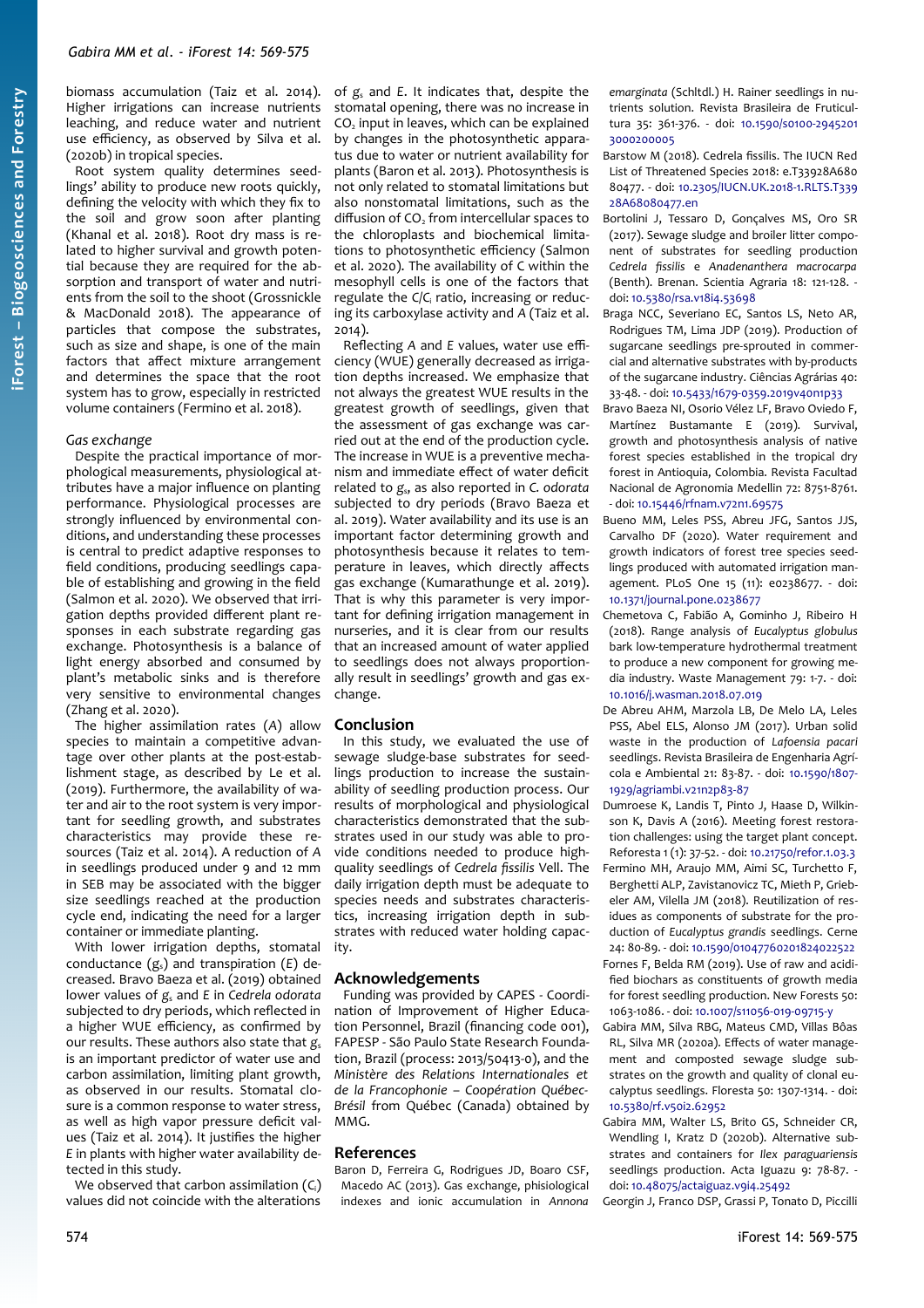biomass accumulation (Taiz et al. 2014). Higher irrigations can increase nutrients leaching, and reduce water and nutrient use efficiency, as observed by Silva et al. (2020b) in tropical species.

Root system quality determines seedlings' ability to produce new roots quickly, defining the velocity with which they fix to the soil and grow soon after planting (Khanal et al. 2018). Root dry mass is related to higher survival and growth potential because they are required for the absorption and transport of water and nutrients from the soil to the shoot (Grossnickle & MacDonald 2018). The appearance of particles that compose the substrates, such as size and shape, is one of the main factors that affect mixture arrangement and determines the space that the root system has to grow, especially in restricted volume containers (Fermino et al. 2018).

### Gas exchange

Despite the practical importance of morphological measurements, physiological attributes have a major influence on planting performance. Physiological processes are strongly influenced by environmental conditions, and understanding these processes is central to predict adaptive responses to field conditions, producing seedlings capable of establishing and growing in the field (Salmon et al. 2020). We observed that irrigation depths provided different plant responses in each substrate regarding gas exchange. Photosynthesis is a balance of light energy absorbed and consumed by plant's metabolic sinks and is therefore very sensitive to environmental changes (Zhang et al. 2020).

The higher assimilation rates (*A*) allow species to maintain a competitive advantage over other plants at the post-establishment stage, as described by Le et al. (2019). Furthermore, the availability of water and air to the root system is very important for seedling growth, and substrates characteristics may provide these resources (Taiz et al. 2014). A reduction of *A* in seedlings produced under 9 and 12 mm in SEB may be associated with the bigger size seedlings reached at the production cycle end, indicating the need for a larger container or immediate planting.

With lower irrigation depths, stomatal conductance ($g_s$) and transpiration (*E*) decreased. Bravo Baeza et al. (2019) obtained lower values of $g_s$ and *E* in *Cedrela odorata* subjected to dry periods, which reflected in a higher WUE efficiency, as confirmed by our results. These authors also state that $g_s$ is an important predictor of water use and carbon assimilation, limiting plant growth, as observed in our results. Stomatal closure is a common response to water stress, as well as high vapor pressure deficit values (Taiz et al. 2014). It justifies the higher *E* in plants with higher water availability detected in this study.

We observed that carbon assimilation ($C_i$) values did not coincide with the alterations of $g_s$ and *E*. It indicates that, despite the stomatal opening, there was no increase in $CO_2$ input in leaves, which can be explained by changes in the photosynthetic apparatus due to water or nutrient availability for plants (Baron et al. 2013). Photosynthesis is not only related to stomatal limitations but also nonstomatal limitations, such as the diffusion of $CO_2$ from intercellular spaces to the chloroplasts and biochemical limitations to photosynthetic efficiency (Salmon et al. 2020). The availability of C within the mesophyll cells is one of the factors that regulate the $C/C_i$ ratio, increasing or reducing its carboxylase activity and *A* (Taiz et al. 2014).

Reflecting *A* and *E* values, water use efficiency (WUE) generally decreased as irrigation depths increased. We emphasize that not always the greatest WUE results in the greatest growth of seedlings, given that the assessment of gas exchange was carried out at the end of the production cycle. The increase in WUE is a preventive mechanism and immediate effect of water deficit related to $g_s$, as also reported in *C. odorata* subjected to dry periods (Bravo Baeza et al. 2019). Water availability and its use is an important factor determining growth and photosynthesis because it relates to temperature in leaves, which directly affects gas exchange (Kumarathunge et al. 2019). That is why this parameter is very important for defining irrigation management in nurseries, and it is clear from our results that an increased amount of water applied to seedlings does not always proportionally result in seedlings' growth and gas exchange.

## Conclusion

In this study, we evaluated the use of sewage sludge-base substrates for seedlings production to increase the sustainability of seedling production process. Our results of morphological and physiological characteristics demonstrated that the substrates used in our study was able to provide conditions needed to produce high-quality seedlings of *Cedrela fissilis* Vell. The daily irrigation depth must be adequate to species needs and substrates characteristics, increasing irrigation depth in substrates with reduced water holding capacity.

## Acknowledgements

Funding was provided by CAPES - Coordination of Improvement of Higher Education Personnel, Brazil (financing code 001), FAPESP - São Paulo State Research Foundation, Brazil (process: 2013/50413-0), and the *Ministère des Relations Internationales et de la Francophonie – Coopération Québec-Brésil* from Québec (Canada) obtained by MMG.

## References

Baron D, Ferreira G, Rodrigues JD, Boaro CSF, Macedo AC (2013). Gas exchange, phisiological indexes and ionic accumulation in *Annona emarginata* (Schltdl.) H. Rainer seedlings in nutrients solution. Revista Brasileira de Fruticultura 35: 361-376. - doi: 10.1590/s0100-29452013000200005

Barstow M (2018). Cedrela fissilis. The IUCN Red List of Threatened Species 2018: e.T33928A68080477. - doi: 10.2305/IUCN.UK.2018-1.RLTS.T33928A68080477.en

Bortolini J, Tessaro D, Gonçalves MS, Oro SR (2017). Sewage sludge and broiler litter component of substrates for seedling production *Cedrela fissilis* e *Anadenanthera macrocarpa* (Benth). Brenan. Scientia Agraria 18: 121-128. - doi: 10.5380/rsa.v18i4.53698

Braga NCC, Severiano EC, Santos LS, Neto AR, Rodrigues TM, Lima JDP (2019). Production of sugarcane seedlings pre-sprouted in commercial and alternative substrates with by-products of the sugarcane industry. Ciências Agrárias 40: 33-48. - doi: 10.5433/1679-0359.2019v40n1p33

Bravo Baeza NI, Osorio Vélez LF, Bravo Oviedo F, Martínez Bustamante E (2019). Survival, growth and photosynthesis analysis of native forest species established in the tropical dry forest in Antioquia, Colombia. Revista Facultad Nacional de Agronomia Medellin 72: 8751-8761. - doi: 10.15446/rfnam.v72n1.69575

Bueno MM, Leles PSS, Abreu JFG, Santos JJS, Carvalho DF (2020). Water requirement and growth indicators of forest tree species seedlings produced with automated irrigation management. PLoS One 15 (11): e0238677. - doi: 10.1371/journal.pone.0238677

Chemetova C, Fabião A, Gominho J, Ribeiro H (2018). Range analysis of *Eucalyptus globulus* bark low-temperature hydrothermal treatment to produce a new component for growing media industry. Waste Management 79: 1-7. - doi: 10.1016/j.wasman.2018.07.019

De Abreu AHM, Marzola LB, De Melo LA, Leles PSS, Abel ELS, Alonso JM (2017). Urban solid waste in the production of *Lafoensia pacari* seedlings. Revista Brasileira de Engenharia Agrícola e Ambiental 21: 83-87. - doi: 10.1590/1807-1929/agriambi.v21n2p83-87

Dumroese K, Landis T, Pinto J, Haase D, Wilkinson K, Davis A (2016). Meeting forest restoration challenges: using the target plant concept. Reforesta 1 (1): 37-52. - doi: 10.21750/refor.1.03.3

Fermino MH, Araujo MM, Aimi SC, Turchetto F, Berghetti ALP, Zavistanovicz TC, Mieth P, Griebeler AM, Vilella JM (2018). Reutilization of residues as components of substrate for the production of *Eucalyptus grandis* seedlings. Cerne 24: 80-89. - doi: 10.1590/01047760201824022522

Fornes F, Belda RM (2019). Use of raw and acidified biochars as constituents of growth media for forest seedling production. New Forests 50: 1063-1086. - doi: 10.1007/s11056-019-09715-y

Gabira MM, Silva RBG, Mateus CMD, Villas Bôas RL, Silva MR (2020a). Effects of water management and composted sewage sludge substrates on the growth and quality of clonal eucalyptus seedlings. Floresta 50: 1307-1314. - doi: 10.5380/rf.v50i2.62952

Gabira MM, Walter LS, Brito GS, Schneider CR, Wendling I, Kratz D (2020b). Alternative substrates and containers for *Ilex paraguariensis* seedlings production. Acta Iguazu 9: 78-87. - doi: 10.48075/actaiguaz.v9i4.25492

Georgin J, Franco DSP, Grassi P, Tonato D, Piccilli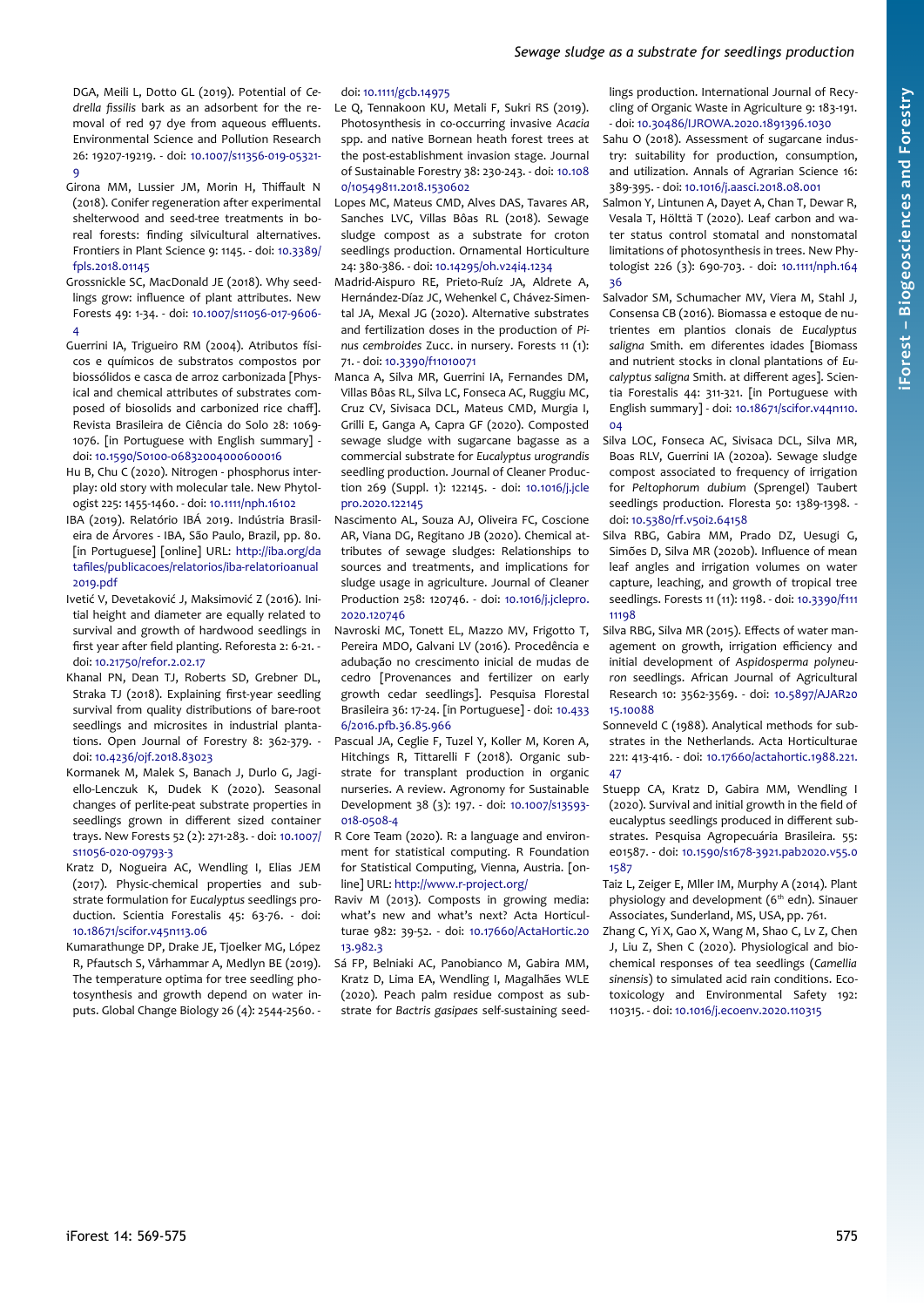DGA, Meili L, Dotto GL (2019). Potential of *Cedrela fissilis* bark as an adsorbent for the removal of red 97 dye from aqueous effluents. Environmental Science and Pollution Research 26: 19207-19219. - doi: 10.1007/s11356-019-05321-9

Girona MM, Lussier JM, Morin H, Thiffault N (2018). Conifer regeneration after experimental shelterwood and seed-tree treatments in boreal forests: finding silvicultural alternatives. Frontiers in Plant Science 9: 1145. - doi: 10.3389/fpls.2018.01145

Grossnickle SC, MacDonald JE (2018). Why seedlings grow: influence of plant attributes. New Forests 49: 1-34. - doi: 10.1007/s11056-017-9606-4

Guerrini IA, Trigueiro RM (2004). Atributos físicos e químicos de substratos compostos por biossólidos e casca de arroz carbonizada [Physical and chemical attributes of substrates composed of biosolids and carbonized rice chaff]. Revista Brasileira de Ciência do Solo 28: 1069-1076. [in Portuguese with English summary] - doi: 10.1590/S0100-06832004000600016

Hu B, Chu C (2020). Nitrogen - phosphorus interplay: old story with molecular tale. New Phytologist 225: 1455-1460. - doi: 10.1111/nph.16102

IBA (2019). Relatório IBÁ 2019. Indústria Brasileira de Árvores - IBA, São Paulo, Brazil, pp. 80. [in Portuguese] [online] URL: http://iba.org/datafiles/publicacoes/relatorios/iba-relatorioanual2019.pdf

Ivetić V, Devetaković J, Maksimović Z (2016). Initial height and diameter are equally related to survival and growth of hardwood seedlings in first year after field planting. Reforesta 2: 6-21. - doi: 10.21750/refor.2.02.17

Khanal PN, Dean TJ, Roberts SD, Grebner DL, Straka TJ (2018). Explaining first-year seedling survival from quality distributions of bare-root seedlings and microsites in industrial plantations. Open Journal of Forestry 8: 362-379. - doi: 10.4236/ojf.2018.83023

Kormanek M, Malek S, Banach J, Durlo G, Jagiello-Lenczuk K, Dudek K (2020). Seasonal changes of perlite-peat substrate properties in seedlings grown in different sized container trays. New Forests 52 (2): 271-283. - doi: 10.1007/s11056-020-09793-3

Kratz D, Nogueira AC, Wendling I, Elias JEM (2017). Physic-chemical properties and substrate formulation for *Eucalyptus* seedlings production. Scientia Forestalis 45: 63-76. - doi: 10.18671/scifor.v45n113.06

Kumarathunge DP, Drake JE, Tjoelker MG, López R, Pfautsch S, Vårhammar A, Medlyn BE (2019). The temperature optima for tree seedling photosynthesis and growth depend on water inputs. Global Change Biology 26 (4): 2544-2560. - doi: 10.1111/gcb.14975

Le Q, Tennakoon KU, Metali F, Sukri RS (2019). Photosynthesis in co-occurring invasive *Acacia* spp. and native Bornean heath forest trees at the post-establishment invasion stage. Journal of Sustainable Forestry 38: 230-243. - doi: 10.1080/10549811.2018.1530602

Lopes MC, Mateus CMD, Alves DAS, Tavares AR, Sanches LVC, Villas Bôas RL (2018). Sewage sludge compost as a substrate for croton seedlings production. Ornamental Horticulture 24: 380-386. - doi: 10.14295/oh.v24i4.1234

Madrid-Aispuro RE, Prieto-Ruíz JA, Aldrete A, Hernández-Díaz JC, Wehenkel C, Chávez-Simental JA, Mexal JG (2020). Alternative substrates and fertilization doses in the production of *Pinus cembroides* Zucc. in nursery. Forests 11 (1): 71. - doi: 10.3390/f11010071

Manca A, Silva MR, Guerrini IA, Fernandes DM, Villas Bôas RL, Silva LC, Fonseca AC, Ruggiu MC, Cruz CV, Sivisaca DCL, Mateus CMD, Murgia I, Grilli E, Ganga A, Capra GF (2020). Composted sewage sludge with sugarcane bagasse as a commercial substrate for *Eucalyptus urograndis* seedling production. Journal of Cleaner Production 269 (Suppl. 1): 122145. - doi: 10.1016/j.jclepro.2020.122145

Nascimento AL, Souza AJ, Oliveira FC, Coscione AR, Viana DG, Regitano JB (2020). Chemical attributes of sewage sludges: Relationships to sources and treatments, and implications for sludge usage in agriculture. Journal of Cleaner Production 258: 120746. - doi: 10.1016/j.jclepro.2020.120746

Navroski MC, Tonett EL, Mazzo MV, Frigotto T, Pereira MDO, Galvani LV (2016). Procedência e adubação no crescimento inicial de mudas de cedro [Provenances and fertilizer on early growth cedar seedlings]. Pesquisa Florestal Brasileira 36: 17-24. [in Portuguese] - doi: 10.4336/2016.pfb.36.85.966

Pascual JA, Ceglie F, Tuzel Y, Koller M, Koren A, Hitchings R, Tittarelli F (2018). Organic substrate for transplant production in organic nurseries. A review. Agronomy for Sustainable Development 38 (3): 197. - doi: 10.1007/s13593-018-0508-4

R Core Team (2020). R: a language and environment for statistical computing. R Foundation for Statistical Computing, Vienna, Austria. [online] URL: http://www.r-project.org/

Raviv M (2013). Composts in growing media: what's new and what's next? Acta Horticulturae 982: 39-52. - doi: 10.17660/ActaHortic.2013.982.3

Sá FP, Belniaki AC, Panobianco M, Gabira MM, Kratz D, Lima EA, Wendling I, Magalhães WLE (2020). Peach palm residue compost as substrate for *Bactris gasipaes* self-sustaining seedlings production. International Journal of Recycling of Organic Waste in Agriculture 9: 183-191. - doi: 10.30486/IJROWA.2020.1891396.1030

Sahu O (2018). Assessment of sugarcane industry: suitability for production, consumption, and utilization. Annals of Agrarian Science 16: 389-395. - doi: 10.1016/j.aasci.2018.08.001

Salmon Y, Lintunen A, Dayet A, Chan T, Dewar R, Vesala T, Hölttä T (2020). Leaf carbon and water status control stomatal and nonstomatal limitations of photosynthesis in trees. New Phytologist 226 (3): 690-703. - doi: 10.1111/nph.16436

Salvador SM, Schumacher MV, Viera M, Stahl J, Consensa CB (2016). Biomassa e estoque de nutrientes em plantios clonais de *Eucalyptus saligna* Smith. em diferentes idades [Biomass and nutrient stocks in clonal plantations of *Eucalyptus saligna* Smith. at different ages]. Scientia Forestalis 44: 311-321. [in Portuguese with English summary] - doi: 10.18671/scifor.v44n110.04

Silva LOC, Fonseca AC, Sivisaca DCL, Silva MR, Boas RLV, Guerrini IA (2020a). Sewage sludge compost associated to frequency of irrigation for *Peltophorum dubium* (Sprengel) Taubert seedlings production. Floresta 50: 1389-1398. - doi: 10.5380/rf.v50i2.64158

Silva RBG, Gabira MM, Prado DZ, Uesugi G, Simões D, Silva MR (2020b). Influence of mean leaf angles and irrigation volumes on water capture, leaching, and growth of tropical tree seedlings. Forests 11 (11): 1198. - doi: 10.3390/f11111198

Silva RBG, Silva MR (2015). Effects of water management on growth, irrigation efficiency and initial development of *Aspidosperma polyneuron* seedlings. African Journal of Agricultural Research 10: 3562-3569. - doi: 10.5897/AJAR2015.10088

Sonneveld C (1988). Analytical methods for substrates in the Netherlands. Acta Horticulturae 221: 413-416. - doi: 10.17660/actahortic.1988.221.47

Stuepp CA, Kratz D, Gabira MM, Wendling I (2020). Survival and initial growth in the field of eucalyptus seedlings produced in different substrates. Pesquisa Agropecuária Brasileira. 55: e01587. - doi: 10.1590/s1678-3921.pab2020.v55.01587

Taiz L, Zeiger E, Mller IM, Murphy A (2014). Plant physiology and development (6th edn). Sinauer Associates, Sunderland, MS, USA, pp. 761.

Zhang C, Yi X, Gao X, Wang M, Shao C, Lv Z, Chen J, Liu Z, Shen C (2020). Physiological and biochemical responses of tea seedlings (*Camellia sinensis*) to simulated acid rain conditions. Ecotoxicology and Environmental Safety 192: 110315. - doi: 10.1016/j.ecoenv.2020.110315